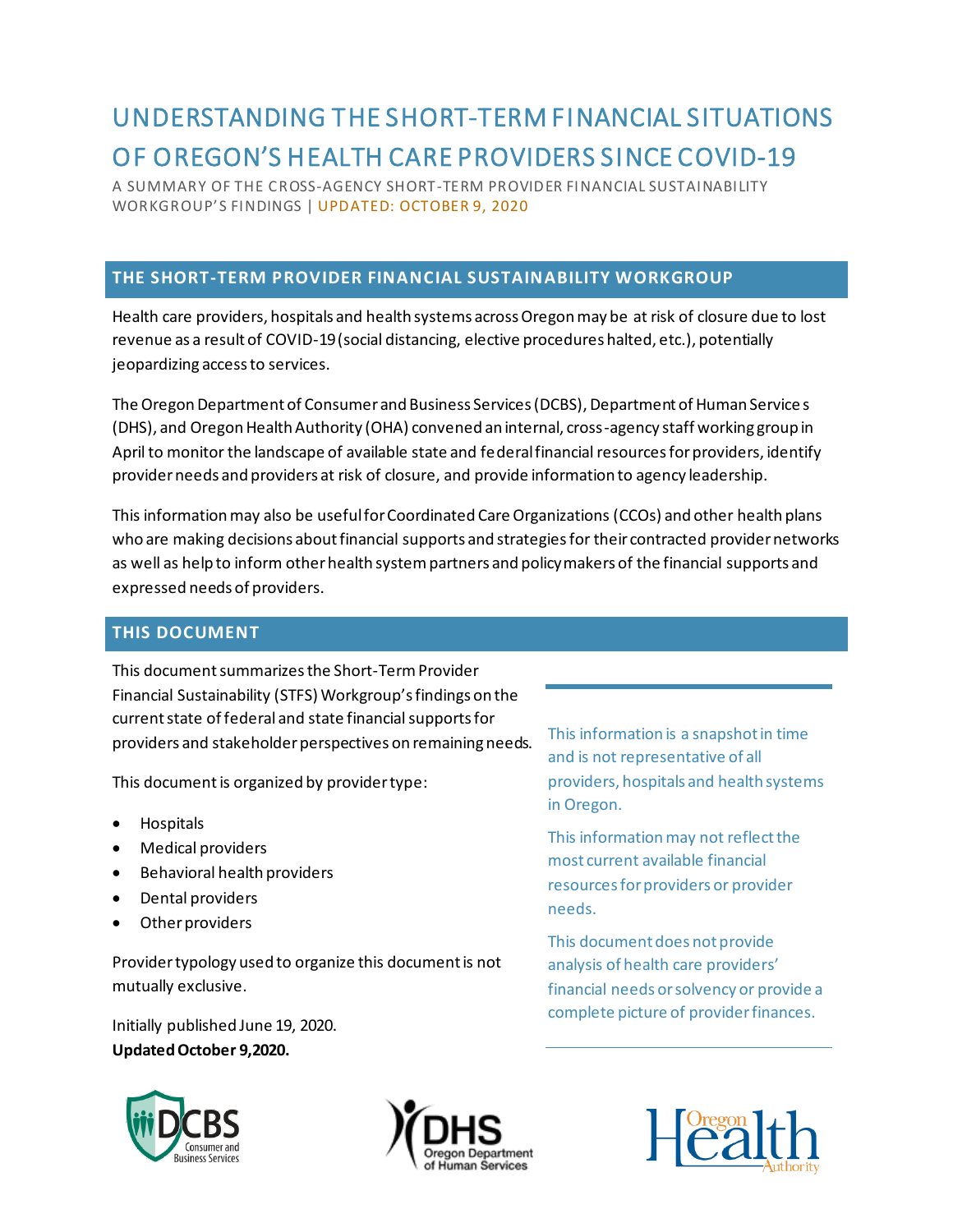# UNDERSTANDING THE SHORT-TERM FINANCIAL SITUATIONS OF OREGON'S HEALTH CARE PROVIDERS SINCE COVID-19

A SUMMARY OF THE CROSS-AGENCY SHORT-TERM PROVIDER FINANCIAL SUSTAINABILITY WORKGROUP'S FINDINGS | UPDATED: OCTOBER 9, 2020

## THE SHORT-TERM PROVIDER FINANCIAL SUSTAINABILITY WORKGROUP

Health care providers, hospitals and health systems across Oregon may be at risk of closure due to lost revenue as a result of COVID-19 (social distancing, elective procedures halted, etc.), potentially jeopardizing access to services.

The Oregon Department of Consumer and Business Services (DCBS), Department of Human Services (DHS), and Oregon Health Authority (OHA) convened an internal, cross-agency staff working group in April to monitor the landscape of available state and federal financial resources for providers, identify provider needs and providers at risk of closure, and provide information to agency leadership.

This information may also be useful for Coordinated Care Organizations (CCOs) and other health plans who are making decisions about financial supports and strategies for their contracted provider networks as well as help to inform other health system partners and policy makers of the financial supports and expressed needs of providers.

## THIS DOCUMENT

This document summarizes the Short-Term Provider Financial Sustainability (STFS) Workgroup's findings on the current state of federal and state financial supports for providers and stakeholder perspectives on remaining needs.

This document is organized by provider type:

- Hospitals
- Medical providers
- Behavioral health providers
- Dental providers
- Other providers

Provider typology used to organize this document is not mutually exclusive.

Initially published June 19, 2020.
**Updated October 9, 2020.**

This information is a snapshot in time and is not representative of all providers, hospitals and health systems in Oregon.

This information may not reflect the most current available financial resources for providers or provider needs.

This document does not provide analysis of health care providers' financial needs or solvency or provide a complete picture of provider finances.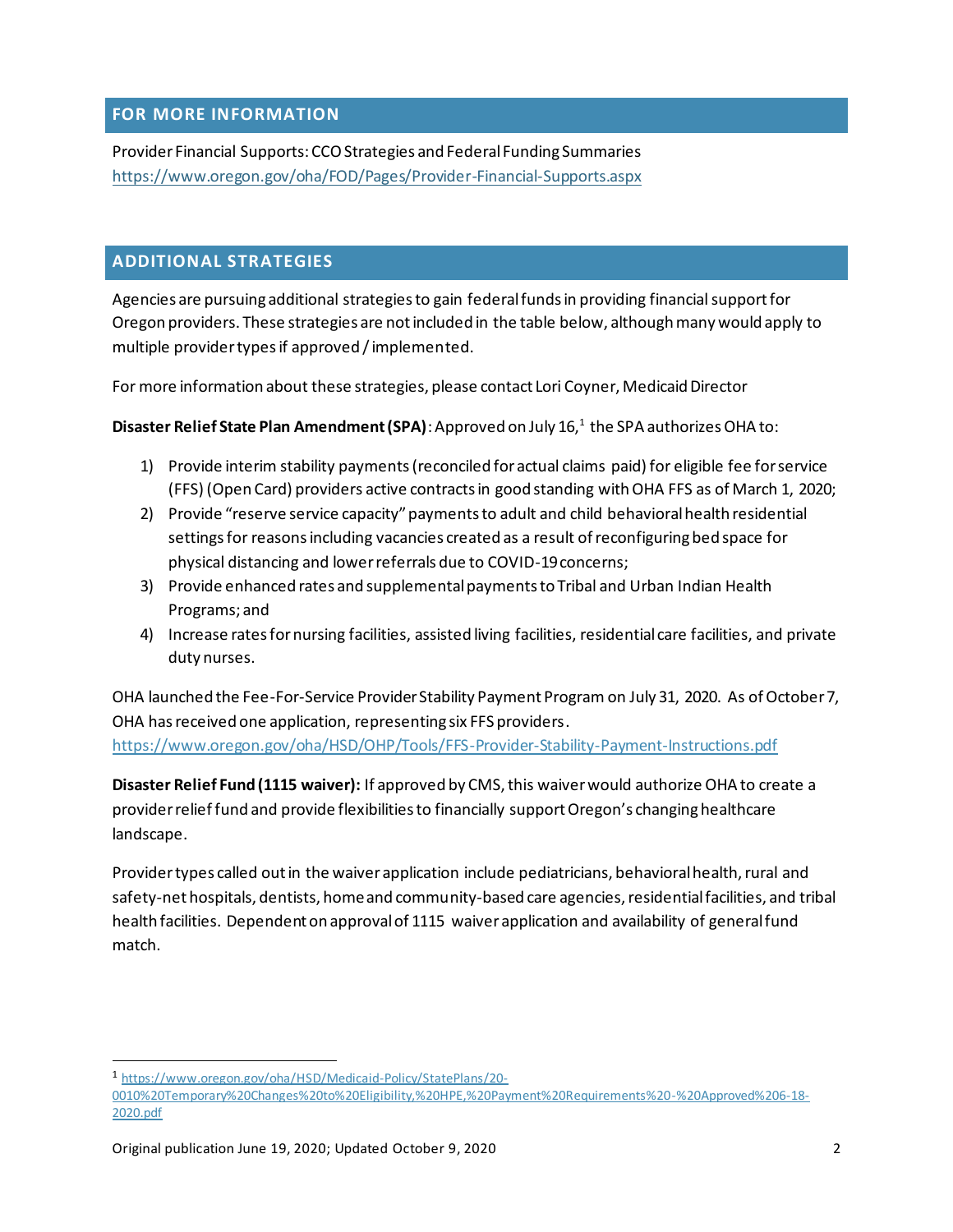## FOR MORE INFORMATION

Provider Financial Supports: CCO Strategies and Federal Funding Summaries
https://www.oregon.gov/oha/FOD/Pages/Provider-Financial-Supports.aspx

## ADDITIONAL STRATEGIES

Agencies are pursuing additional strategies to gain federal funds in providing financial support for Oregon providers. These strategies are not included in the table below, although many would apply to multiple provider types if approved / implemented.

For more information about these strategies, please contact Lori Coyner, Medicaid Director

**Disaster Relief State Plan Amendment (SPA)**: Approved on July 16,[1] the SPA authorizes OHA to:

1) Provide interim stability payments (reconciled for actual claims paid) for eligible fee for service (FFS) (Open Card) providers active contracts in good standing with OHA FFS as of March 1, 2020;
2) Provide "reserve service capacity" payments to adult and child behavioral health residential settings for reasons including vacancies created as a result of reconfiguring bed space for physical distancing and lower referrals due to COVID-19 concerns;
3) Provide enhanced rates and supplemental payments to Tribal and Urban Indian Health Programs; and
4) Increase rates for nursing facilities, assisted living facilities, residential care facilities, and private duty nurses.

OHA launched the Fee-For-Service Provider Stability Payment Program on July 31, 2020. As of October 7, OHA has received one application, representing six FFS providers.
https://www.oregon.gov/oha/HSD/OHP/Tools/FFS-Provider-Stability-Payment-Instructions.pdf

**Disaster Relief Fund (1115 waiver):** If approved by CMS, this waiver would authorize OHA to create a provider relief fund and provide flexibilities to financially support Oregon's changing healthcare landscape.

Provider types called out in the waiver application include pediatricians, behavioral health, rural and safety-net hospitals, dentists, home and community-based care agencies, residential facilities, and tribal health facilities. Dependent on approval of 1115 waiver application and availability of general fund match.

[1] https://www.oregon.gov/oha/HSD/Medicaid-Policy/StatePlans/20-0010%20Temporary%20Changes%20to%20Eligibility,%20HPE,%20Payment%20Requirements%20-%20Approved%206-18-2020.pdf

Original publication June 19, 2020; Updated October 9, 2020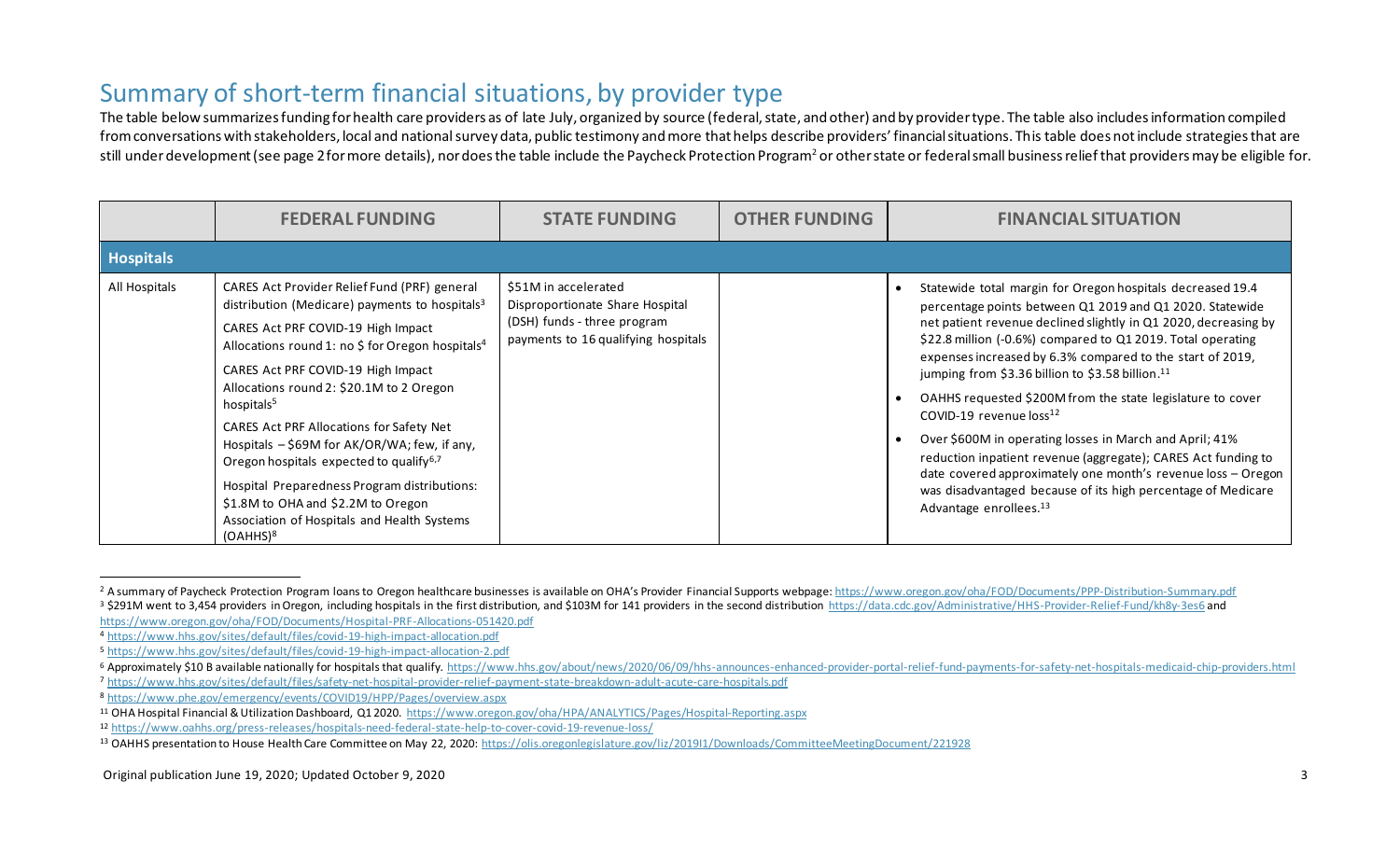## Summary of short-term financial situations, by provider type

The table below summarizes funding for health care providers as of late July, organized by source (federal, state, and other) and by provider type. The table also includes information compiled from conversations with stakeholders, local and national survey data, public testimony and more that helps describe providers' financial situations. This table does not include strategies that are still under development (see page 2 for more details), nor does the table include the Paycheck Protection Program[2] or other state or federal small business relief that providers may be eligible for.

| | FEDERAL FUNDING | STATE FUNDING | OTHER FUNDING | FINANCIAL SITUATION |
|---|---|---|---|---|
| **Hospitals** | | | | |
| All Hospitals | CARES Act Provider Relief Fund (PRF) general distribution (Medicare) payments to hospitals[3]<br><br>CARES Act PRF COVID-19 High Impact Allocations round 1: no $ for Oregon hospitals[4]<br><br>CARES Act PRF COVID-19 High Impact Allocations round 2: $20.1M to 2 Oregon hospitals[5]<br><br>CARES Act PRF Allocations for Safety Net Hospitals – $69M for AK/OR/WA; few, if any, Oregon hospitals expected to qualify[6,7]<br><br>Hospital Preparedness Program distributions: $1.8M to OHA and $2.2M to Oregon Association of Hospitals and Health Systems (OAHHS)[8] | $51M in accelerated Disproportionate Share Hospital (DSH) funds - three program payments to 16 qualifying hospitals | | • Statewide total margin for Oregon hospitals decreased 19.4 percentage points between Q1 2019 and Q1 2020. Statewide net patient revenue declined slightly in Q1 2020, decreasing by $22.8 million (-0.6%) compared to Q1 2019. Total operating expenses increased by 6.3% compared to the start of 2019, jumping from $3.36 billion to $3.58 billion.[11]<br>• OAHHS requested $200M from the state legislature to cover COVID-19 revenue loss[12]<br>• Over $600M in operating losses in March and April; 41% reduction inpatient revenue (aggregate); CARES Act funding to date covered approximately one month's revenue loss – Oregon was disadvantaged because of its high percentage of Medicare Advantage enrollees.[13] |

[2] A summary of Paycheck Protection Program loans to Oregon healthcare businesses is available on OHA's Provider Financial Supports webpage: https://www.oregon.gov/oha/FOD/Documents/PPP-Distribution-Summary.pdf

[3] $291M went to 3,454 providers in Oregon, including hospitals in the first distribution, and $103M for 141 providers in the second distribution https://data.cdc.gov/Administrative/HHS-Provider-Relief-Fund/kh8y-3es6 and https://www.oregon.gov/oha/FOD/Documents/Hospital-PRF-Allocations-051420.pdf

[4] https://www.hhs.gov/sites/default/files/covid-19-high-impact-allocation.pdf

[5] https://www.hhs.gov/sites/default/files/covid-19-high-impact-allocation-2.pdf

[6] Approximately $10 B available nationally for hospitals that qualify. https://www.hhs.gov/about/news/2020/06/09/hhs-announces-enhanced-provider-portal-relief-fund-payments-for-safety-net-hospitals-medicaid-chip-providers.html

[7] https://www.hhs.gov/sites/default/files/safety-net-hospital-provider-relief-payment-state-breakdown-adult-acute-care-hospitals.pdf

[8] https://www.phe.gov/emergency/events/COVID19/HPP/Pages/overview.aspx

[11] OHA Hospital Financial & Utilization Dashboard, Q1 2020. https://www.oregon.gov/oha/HPA/ANALYTICS/Pages/Hospital-Reporting.aspx

[12] https://www.oahhs.org/press-releases/hospitals-need-federal-state-help-to-cover-covid-19-revenue-loss/

[13] OAHHS presentation to House Health Care Committee on May 22, 2020: https://olis.oregonlegislature.gov/liz/2019I1/Downloads/CommitteeMeetingDocument/221928

Original publication June 19, 2020; Updated October 9, 2020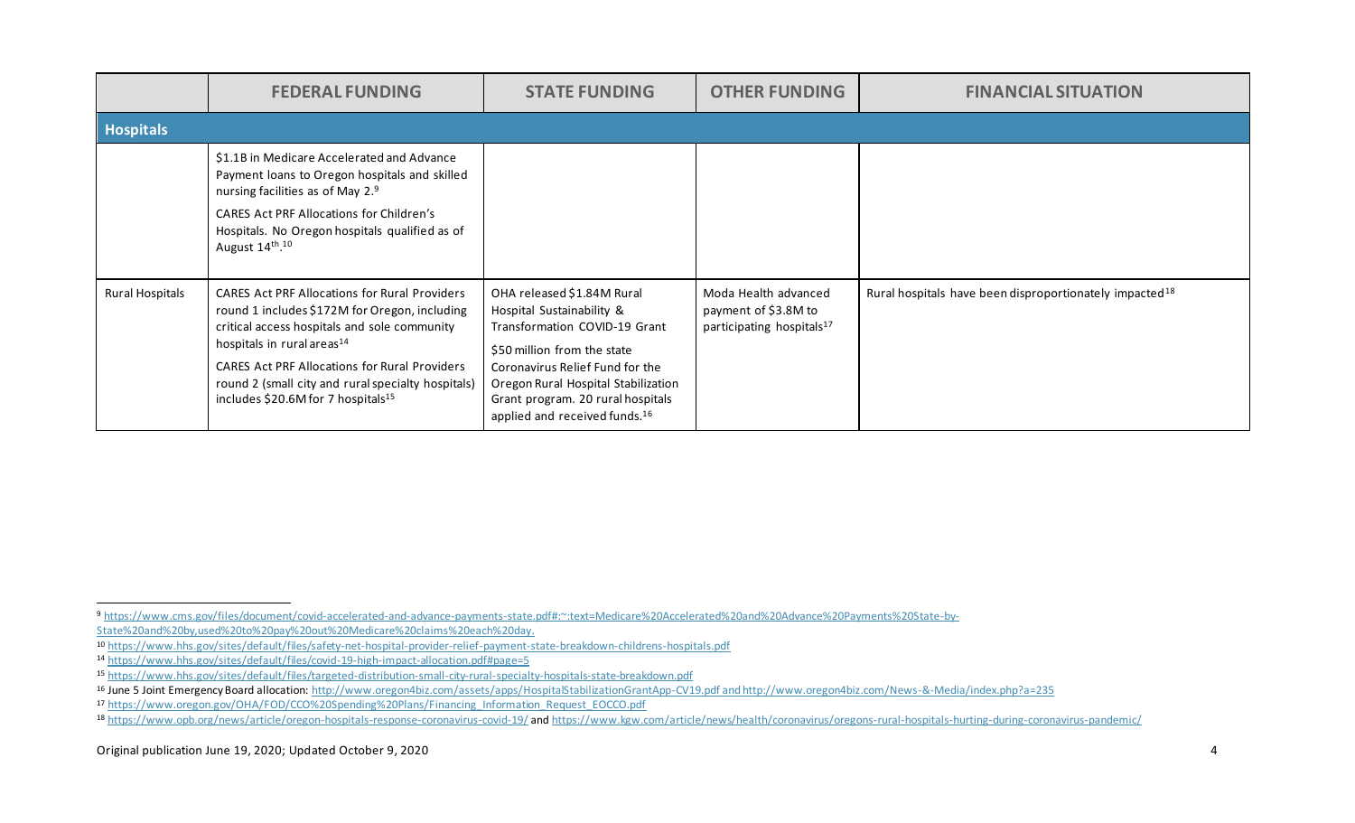| | FEDERAL FUNDING | STATE FUNDING | OTHER FUNDING | FINANCIAL SITUATION |
|---|---|---|---|---|
| **Hospitals** | | | | |
| | $1.1B in Medicare Accelerated and Advance Payment loans to Oregon hospitals and skilled nursing facilities as of May 2.[9]<br><br>CARES Act PRF Allocations for Children's Hospitals. No Oregon hospitals qualified as of August 14th.[10] | | | |
| Rural Hospitals | CARES Act PRF Allocations for Rural Providers round 1 includes $172M for Oregon, including critical access hospitals and sole community hospitals in rural areas[14]<br><br>CARES Act PRF Allocations for Rural Providers round 2 (small city and rural specialty hospitals) includes $20.6M for 7 hospitals[15] | OHA released $1.84M Rural Hospital Sustainability & Transformation COVID-19 Grant<br><br>$50 million from the state Coronavirus Relief Fund for the Oregon Rural Hospital Stabilization Grant program. 20 rural hospitals applied and received funds.[16] | Moda Health advanced payment of $3.8M to participating hospitals[17] | Rural hospitals have been disproportionately impacted[18] |

[9] https://www.cms.gov/files/document/covid-accelerated-and-advance-payments-state.pdf#:~:text=Medicare%20Accelerated%20and%20Advance%20Payments%20State-by-State%20and%20by,used%20to%20pay%20out%20Medicare%20claims%20each%20day.

[10] https://www.hhs.gov/sites/default/files/safety-net-hospital-provider-relief-payment-state-breakdown-childrens-hospitals.pdf

[14] https://www.hhs.gov/sites/default/files/covid-19-high-impact-allocation.pdf#page=5

[15] https://www.hhs.gov/sites/default/files/targeted-distribution-small-city-rural-specialty-hospitals-state-breakdown.pdf

[16] June 5 Joint Emergency Board allocation: http://www.oregon4biz.com/assets/apps/HospitalStabilizationGrantApp-CV19.pdf and http://www.oregon4biz.com/News-&-Media/index.php?a=235

[17] https://www.oregon.gov/OHA/FOD/CCO%20Spending%20Plans/Financing_Information_Request_EOCCO.pdf

[18] https://www.opb.org/news/article/oregon-hospitals-response-coronavirus-covid-19/ and https://www.kgw.com/article/news/health/coronavirus/oregons-rural-hospitals-hurting-during-coronavirus-pandemic/

Original publication June 19, 2020; Updated October 9, 2020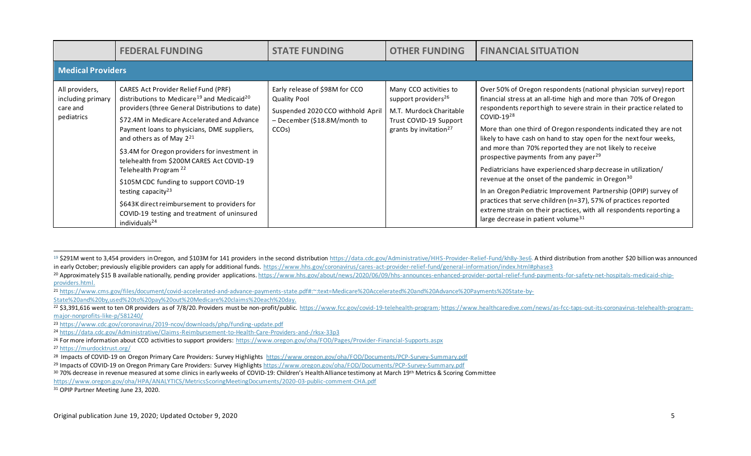| | FEDERAL FUNDING | STATE FUNDING | OTHER FUNDING | FINANCIAL SITUATION |
|---|---|---|---|---|
| **Medical Providers** | | | | |
| All providers, including primary care and pediatrics | CARES Act Provider Relief Fund (PRF) distributions to Medicare[19] and Medicaid[20] providers (three General Distributions to date)<br><br>$72.4M in Medicare Accelerated and Advance Payment loans to physicians, DME suppliers, and others as of May 2[21]<br><br>$3.4M for Oregon providers for investment in telehealth from $200M CARES Act COVID-19 Telehealth Program [22]<br><br>$105M CDC funding to support COVID-19 testing capacity[23]<br><br>$643K direct reimbursement to providers for COVID-19 testing and treatment of uninsured individuals[24] | Early release of $98M for CCO Quality Pool<br><br>Suspended 2020 CCO withhold April – December ($18.8M/month to CCOs) | Many CCO activities to support providers[26]<br><br>M.T. Murdock Charitable Trust COVID-19 Support grants by invitation[27] | Over 50% of Oregon respondents (national physician survey) report financial stress at an all-time high and more than 70% of Oregon respondents report high to severe strain in their practice related to COVID-19[28]<br><br>More than one third of Oregon respondents indicated they are not likely to have cash on hand to stay open for the next four weeks, and more than 70% reported they are not likely to receive prospective payments from any payer[29]<br><br>Pediatricians have experienced sharp decrease in utilization/ revenue at the onset of the pandemic in Oregon[30]<br><br>In an Oregon Pediatric Improvement Partnership (OPIP) survey of practices that serve children (n=37), 57% of practices reported extreme strain on their practices, with all respondents reporting a large decrease in patient volume[31] |

---

[19] $291M went to 3,454 providers in Oregon, and $103M for 141 providers in the second distribution https://data.cdc.gov/Administrative/HHS-Provider-Relief-Fund/kh8y-3es6. A third distribution from another $20 billion was announced in early October; previously eligible providers can apply for additional funds. https://www.hhs.gov/coronavirus/cares-act-provider-relief-fund/general-information/index.html#phase3

[20] Approximately $15 B available nationally, pending provider applications. https://www.hhs.gov/about/news/2020/06/09/hhs-announces-enhanced-provider-portal-relief-fund-payments-for-safety-net-hospitals-medicaid-chip-providers.html.

[21] https://www.cms.gov/files/document/covid-accelerated-and-advance-payments-state.pdf#:~:text=Medicare%20Accelerated%20and%20Advance%20Payments%20State-by-State%20and%20by,used%20to%20pay%20out%20Medicare%20claims%20each%20day.

[22] $3,391,616 went to ten OR providers as of 7/8/20. Providers must be non-profit/public. https://www.fcc.gov/covid-19-telehealth-program; https://www.healthcaredive.com/news/as-fcc-taps-out-its-coronavirus-telehealth-program-major-nonprofits-like-p/581240/

[23] https://www.cdc.gov/coronavirus/2019-ncov/downloads/php/funding-update.pdf

[24] https://data.cdc.gov/Administrative/Claims-Reimbursement-to-Health-Care-Providers-and-/rksx-33p3

[26] For more information about CCO activities to support providers: https://www.oregon.gov/oha/FOD/Pages/Provider-Financial-Supports.aspx

[27] https://murdocktrust.org/

[28] Impacts of COVID-19 on Oregon Primary Care Providers: Survey Highlights https://www.oregon.gov/oha/FOD/Documents/PCP-Survey-Summary.pdf

[29] Impacts of COVID-19 on Oregon Primary Care Providers: Survey Highlights https://www.oregon.gov/oha/FOD/Documents/PCP-Survey-Summary.pdf

[30] 70% decrease in revenue measured at some clinics in early weeks of COVID-19: Children's Health Alliance testimony at March 19th Metrics & Scoring Committee https://www.oregon.gov/oha/HPA/ANALYTICS/MetricsScoringMeetingDocuments/2020-03-public-comment-CHA.pdf

[31] OPIP Partner Meeting June 23, 2020.

Original publication June 19, 2020; Updated October 9, 2020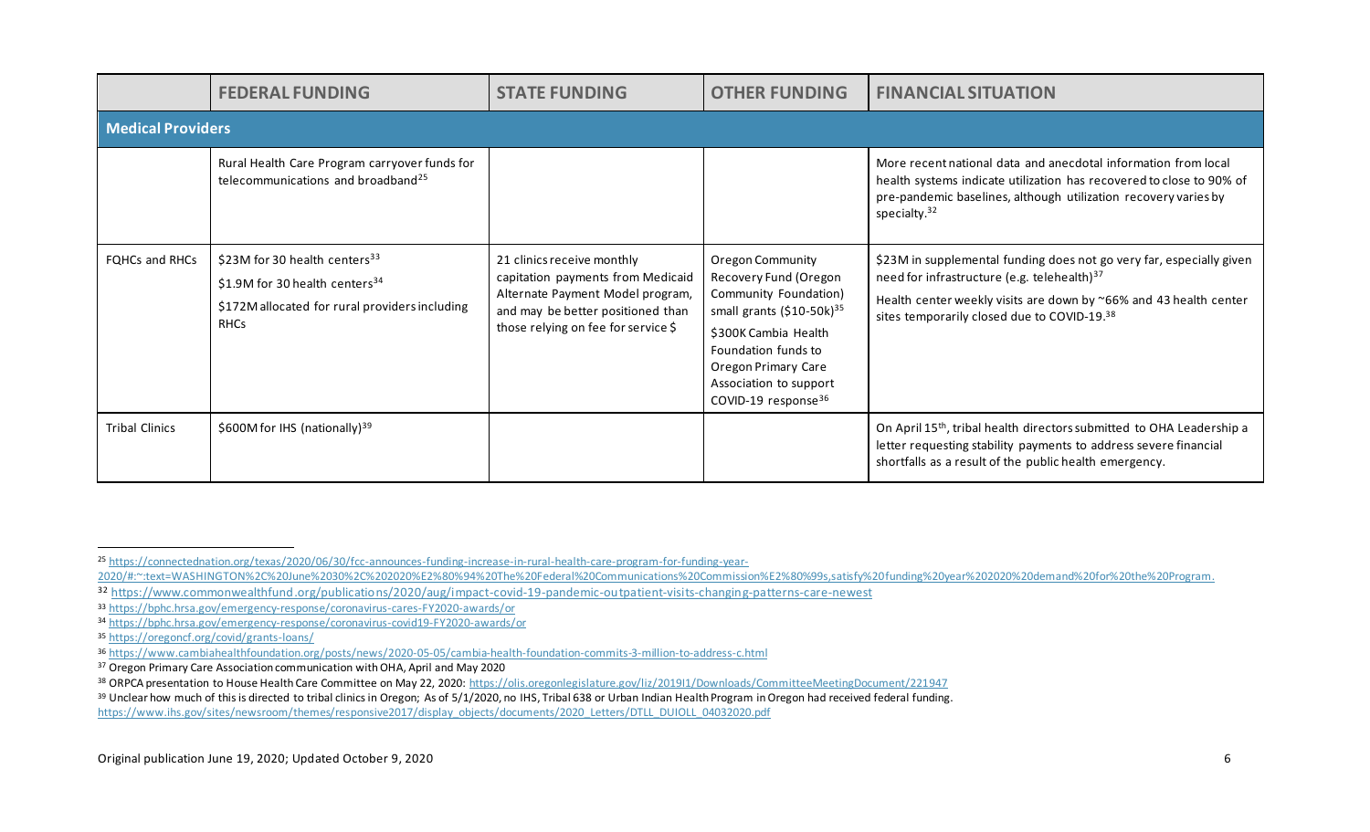| | FEDERAL FUNDING | STATE FUNDING | OTHER FUNDING | FINANCIAL SITUATION |
|---|---|---|---|---|
| **Medical Providers** | | | | |
| | Rural Health Care Program carryover funds for telecommunications and broadband[25] | | | More recent national data and anecdotal information from local health systems indicate utilization has recovered to close to 90% of pre-pandemic baselines, although utilization recovery varies by specialty.[32] |
| FQHCs and RHCs | \$23M for 30 health centers[33]<br>\$1.9M for 30 health centers[34]<br>\$172M allocated for rural providers including RHCs | 21 clinics receive monthly capitation payments from Medicaid Alternate Payment Model program, and may be better positioned than those relying on fee for service \$ | Oregon Community Recovery Fund (Oregon Community Foundation) small grants (\$10-50k)[35]<br>\$300K Cambia Health Foundation funds to Oregon Primary Care Association to support COVID-19 response[36] | \$23M in supplemental funding does not go very far, especially given need for infrastructure (e.g. telehealth)[37]<br>Health center weekly visits are down by ~66% and 43 health center sites temporarily closed due to COVID-19.[38] |
| Tribal Clinics | \$600M for IHS (nationally)[39] | | | On April 15th, tribal health directors submitted to OHA Leadership a letter requesting stability payments to address severe financial shortfalls as a result of the public health emergency. |

[25] https://connectednation.org/texas/2020/06/30/fcc-announces-funding-increase-in-rural-health-care-program-for-funding-year-2020/#:~:text=WASHINGTON%2C%20June%2030%2C%202020%E2%80%94%20The%20Federal%20Communications%20Commission%E2%80%99s,satisfy%20funding%20year%202020%20demand%20for%20the%20Program.

[32] https://www.commonwealthfund.org/publications/2020/aug/impact-covid-19-pandemic-outpatient-visits-changing-patterns-care-newest

[33] https://bphc.hrsa.gov/emergency-response/coronavirus-cares-FY2020-awards/or

[34] https://bphc.hrsa.gov/emergency-response/coronavirus-covid19-FY2020-awards/or

[35] https://oregoncf.org/covid/grants-loans/

[36] https://www.cambiahealthfoundation.org/posts/news/2020-05-05/cambia-health-foundation-commits-3-million-to-address-c.html

[37] Oregon Primary Care Association communication with OHA, April and May 2020

[38] ORPCA presentation to House Health Care Committee on May 22, 2020: https://olis.oregonlegislature.gov/liz/2019I1/Downloads/CommitteeMeetingDocument/221947

[39] Unclear how much of this is directed to tribal clinics in Oregon; As of 5/1/2020, no IHS, Tribal 638 or Urban Indian Health Program in Oregon had received federal funding. https://www.ihs.gov/sites/newsroom/themes/responsive2017/display_objects/documents/2020_Letters/DTLL_DUIOLL_04032020.pdf

Original publication June 19, 2020; Updated October 9, 2020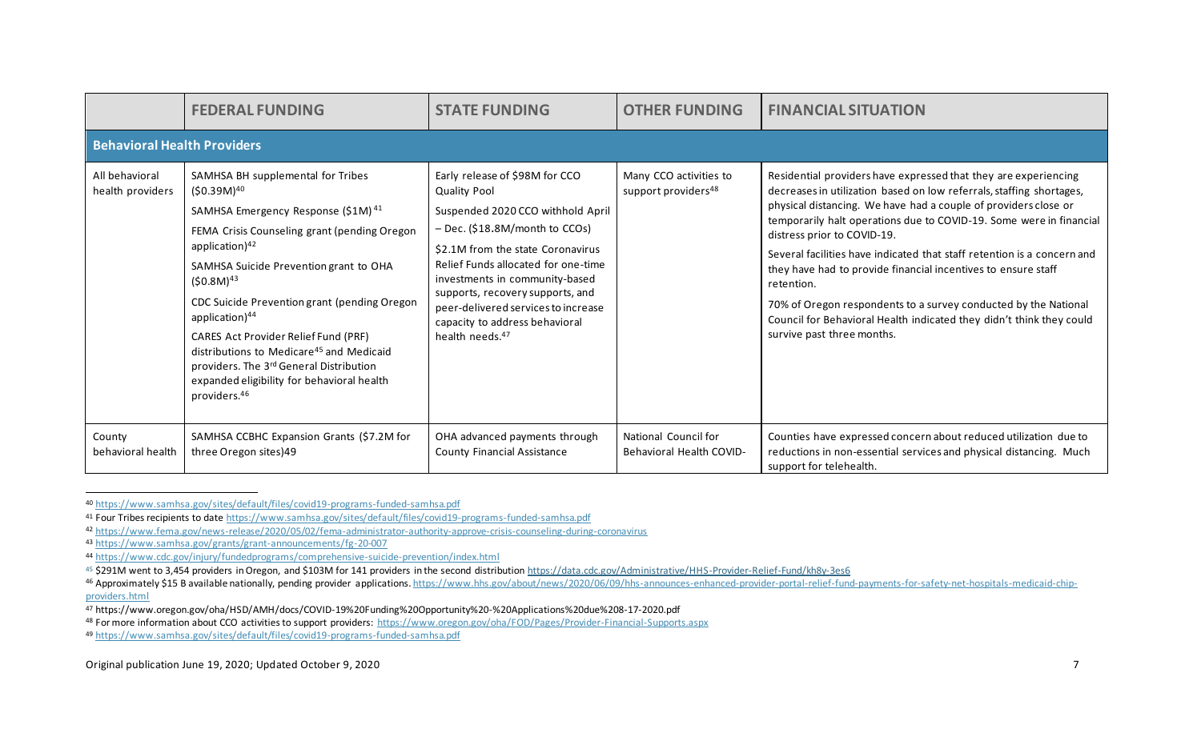| | FEDERAL FUNDING | STATE FUNDING | OTHER FUNDING | FINANCIAL SITUATION |
|---|---|---|---|---|
| **Behavioral Health Providers** | | | | |
| All behavioral health providers | SAMHSA BH supplemental for Tribes ($0.39M)[40]<br><br>SAMHSA Emergency Response ($1M)[41]<br><br>FEMA Crisis Counseling grant (pending Oregon application)[42]<br><br>SAMHSA Suicide Prevention grant to OHA ($0.8M)[43]<br><br>CDC Suicide Prevention grant (pending Oregon application)[44]<br><br>CARES Act Provider Relief Fund (PRF) distributions to Medicare[45] and Medicaid providers. The 3rd General Distribution expanded eligibility for behavioral health providers.[46] | Early release of $98M for CCO Quality Pool<br><br>Suspended 2020 CCO withhold April – Dec. ($18.8M/month to CCOs)<br><br>$2.1M from the state Coronavirus Relief Funds allocated for one-time investments in community-based supports, recovery supports, and peer-delivered services to increase capacity to address behavioral health needs.[47] | Many CCO activities to support providers[48] | Residential providers have expressed that they are experiencing decreases in utilization based on low referrals, staffing shortages, physical distancing. We have had a couple of providers close or temporarily halt operations due to COVID-19. Some were in financial distress prior to COVID-19.<br><br>Several facilities have indicated that staff retention is a concern and they have had to provide financial incentives to ensure staff retention.<br><br>70% of Oregon respondents to a survey conducted by the National Council for Behavioral Health indicated they didn't think they could survive past three months. |
| County behavioral health | SAMHSA CCBHC Expansion Grants ($7.2M for three Oregon sites)49 | OHA advanced payments through County Financial Assistance | National Council for Behavioral Health COVID- | Counties have expressed concern about reduced utilization due to reductions in non-essential services and physical distancing. Much support for telehealth. |

[40] https://www.samhsa.gov/sites/default/files/covid19-programs-funded-samhsa.pdf

[41] Four Tribes recipients to date https://www.samhsa.gov/sites/default/files/covid19-programs-funded-samhsa.pdf

[42] https://www.fema.gov/news-release/2020/05/02/fema-administrator-authority-approve-crisis-counseling-during-coronavirus

[43] https://www.samhsa.gov/grants/grant-announcements/fg-20-007

[44] https://www.cdc.gov/injury/fundedprograms/comprehensive-suicide-prevention/index.html

[45] $291M went to 3,454 providers in Oregon, and $103M for 141 providers in the second distribution https://data.cdc.gov/Administrative/HHS-Provider-Relief-Fund/kh8y-3es6

[46] Approximately $15 B available nationally, pending provider applications. https://www.hhs.gov/about/news/2020/06/09/hhs-announces-enhanced-provider-portal-relief-fund-payments-for-safety-net-hospitals-medicaid-chip-providers.html

[47] https://www.oregon.gov/oha/HSD/AMH/docs/COVID-19%20Funding%20Opportunity%20-%20Applications%20due%208-17-2020.pdf

[48] For more information about CCO activities to support providers: https://www.oregon.gov/oha/FOD/Pages/Provider-Financial-Supports.aspx

[49] https://www.samhsa.gov/sites/default/files/covid19-programs-funded-samhsa.pdf

Original publication June 19, 2020; Updated October 9, 2020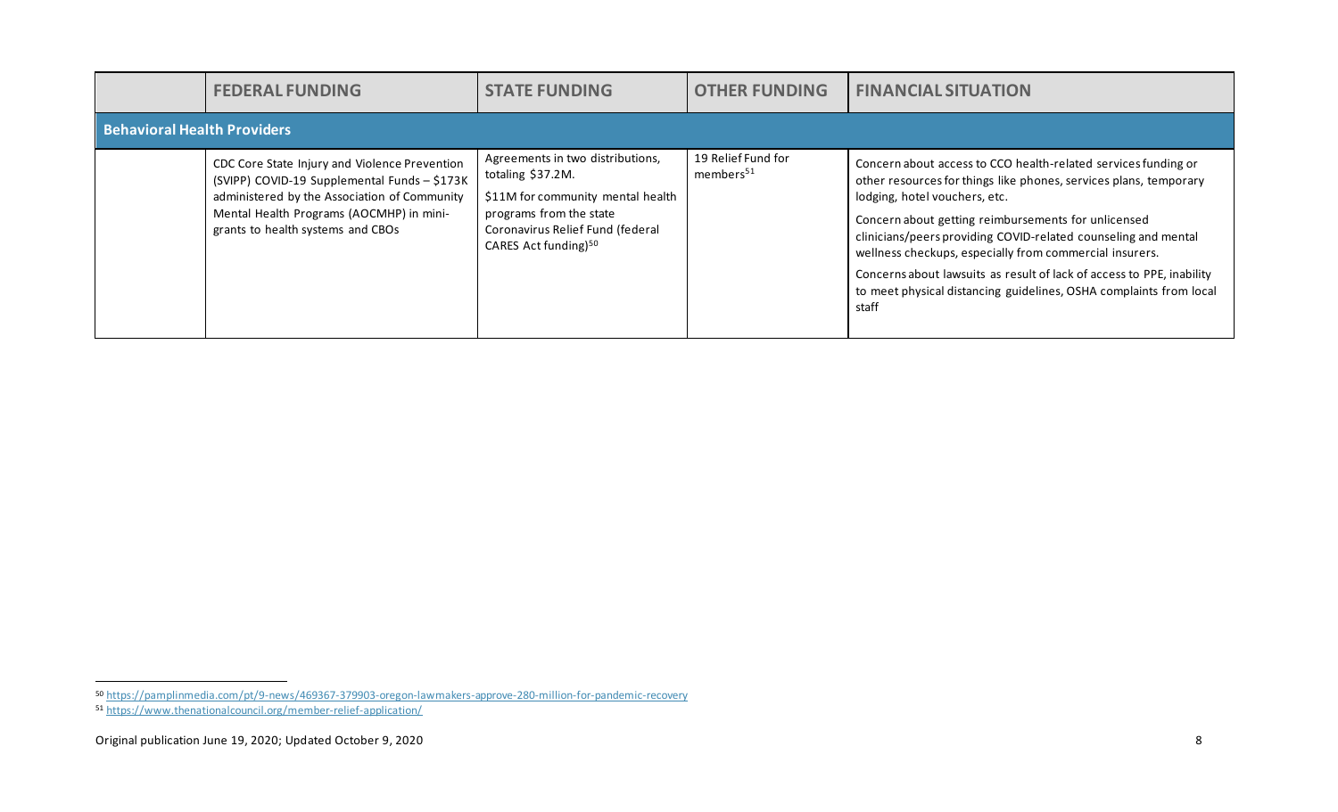| | FEDERAL FUNDING | STATE FUNDING | OTHER FUNDING | FINANCIAL SITUATION |
|---|---|---|---|---|
| **Behavioral Health Providers** | | | | |
| | CDC Core State Injury and Violence Prevention (SVIPP) COVID-19 Supplemental Funds – $173K administered by the Association of Community Mental Health Programs (AOCMHP) in mini-grants to health systems and CBOs | Agreements in two distributions, totaling $37.2M.<br><br>$11M for community mental health programs from the state Coronavirus Relief Fund (federal CARES Act funding)[50] | 19 Relief Fund for members[51] | Concern about access to CCO health-related services funding or other resources for things like phones, services plans, temporary lodging, hotel vouchers, etc.<br><br>Concern about getting reimbursements for unlicensed clinicians/peers providing COVID-related counseling and mental wellness checkups, especially from commercial insurers.<br><br>Concerns about lawsuits as result of lack of access to PPE, inability to meet physical distancing guidelines, OSHA complaints from local staff |

[50] https://pamplinmedia.com/pt/9-news/469367-379903-oregon-lawmakers-approve-280-million-for-pandemic-recovery

[51] https://www.thenationalcouncil.org/member-relief-application/

Original publication June 19, 2020; Updated October 9, 2020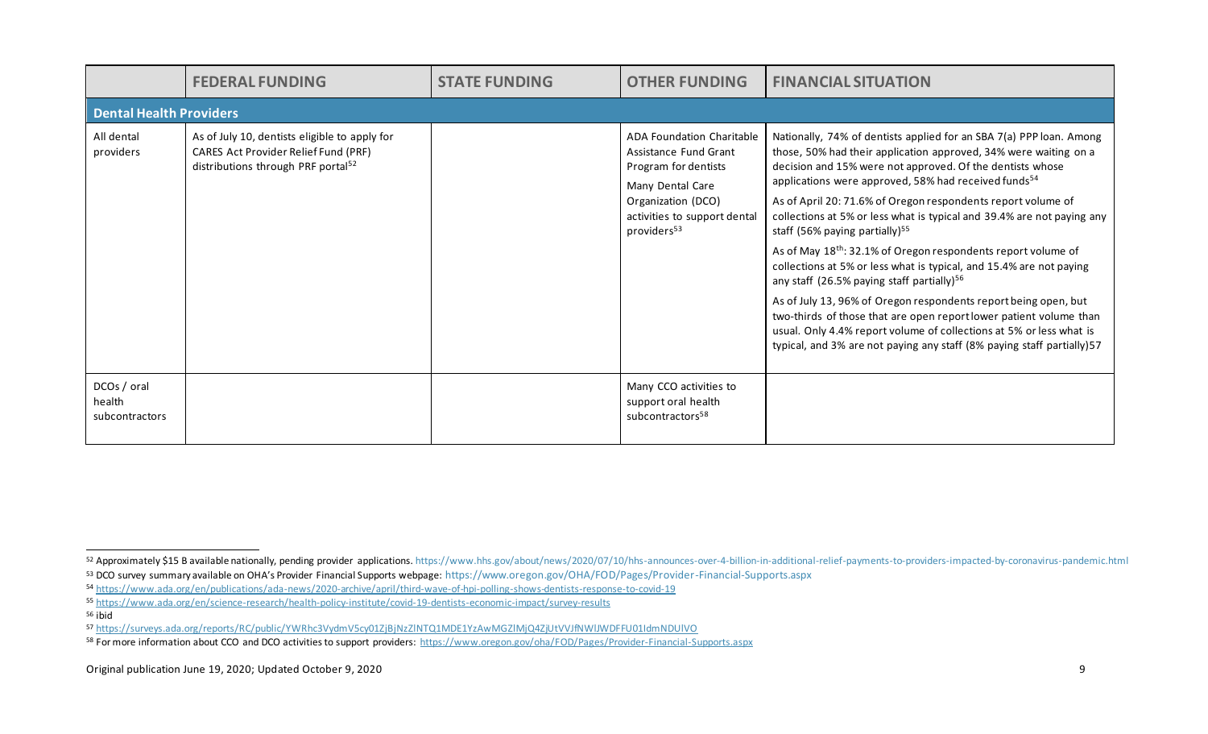| | FEDERAL FUNDING | STATE FUNDING | OTHER FUNDING | FINANCIAL SITUATION |
|---|---|---|---|---|
| **Dental Health Providers** | | | | |
| All dental providers | As of July 10, dentists eligible to apply for CARES Act Provider Relief Fund (PRF) distributions through PRF portal[52] | | ADA Foundation Charitable Assistance Fund Grant Program for dentists<br><br>Many Dental Care Organization (DCO) activities to support dental providers[53] | Nationally, 74% of dentists applied for an SBA 7(a) PPP loan. Among those, 50% had their application approved, 34% were waiting on a decision and 15% were not approved. Of the dentists whose applications were approved, 58% had received funds[54]<br><br>As of April 20: 71.6% of Oregon respondents report volume of collections at 5% or less what is typical and 39.4% are not paying any staff (56% paying partially)[55]<br><br>As of May 18th: 32.1% of Oregon respondents report volume of collections at 5% or less what is typical, and 15.4% are not paying any staff (26.5% paying staff partially)[56]<br><br>As of July 13, 96% of Oregon respondents report being open, but two-thirds of those that are open report lower patient volume than usual. Only 4.4% report volume of collections at 5% or less what is typical, and 3% are not paying any staff (8% paying staff partially)57 |
| DCOs / oral health subcontractors | | | Many CCO activities to support oral health subcontractors[58] | |

[52] Approximately $15 B available nationally, pending provider applications. https://www.hhs.gov/about/news/2020/07/10/hhs-announces-over-4-billion-in-additional-relief-payments-to-providers-impacted-by-coronavirus-pandemic.html

[53] DCO survey summary available on OHA's Provider Financial Supports webpage: https://www.oregon.gov/OHA/FOD/Pages/Provider-Financial-Supports.aspx

[54] https://www.ada.org/en/publications/ada-news/2020-archive/april/third-wave-of-hpi-polling-shows-dentists-response-to-covid-19

[55] https://www.ada.org/en/science-research/health-policy-institute/covid-19-dentists-economic-impact/survey-results

[56] ibid

[57] https://surveys.ada.org/reports/RC/public/YWRhc3VydmV5cy01ZjBjNzZlNTQ1MDE1YzAwMGZlMjQ4ZjUtVVJfNWlJWDFFU01IdmNDUlVO

[58] For more information about CCO and DCO activities to support providers: https://www.oregon.gov/oha/FOD/Pages/Provider-Financial-Supports.aspx

Original publication June 19, 2020; Updated October 9, 2020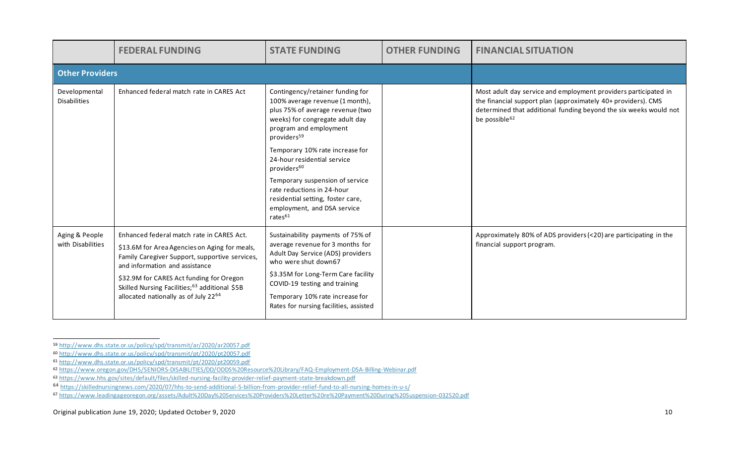| | FEDERAL FUNDING | STATE FUNDING | OTHER FUNDING | FINANCIAL SITUATION |
|---|---|---|---|---|
| **Other Providers** | | | | |
| Developmental Disabilities | Enhanced federal match rate in CARES Act | Contingency/retainer funding for 100% average revenue (1 month), plus 75% of average revenue (two weeks) for congregate adult day program and employment providers[59]<br><br>Temporary 10% rate increase for 24-hour residential service providers[60]<br><br>Temporary suspension of service rate reductions in 24-hour residential setting, foster care, employment, and DSA service rates[61] | | Most adult day service and employment providers participated in the financial support plan (approximately 40+ providers). CMS determined that additional funding beyond the six weeks would not be possible[62] |
| Aging & People with Disabilities | Enhanced federal match rate in CARES Act.<br><br>$13.6M for Area Agencies on Aging for meals, Family Caregiver Support, supportive services, and information and assistance<br><br>$32.9M for CARES Act funding for Oregon Skilled Nursing Facilities;[63] additional $5B allocated nationally as of July 22[64] | Sustainability payments of 75% of average revenue for 3 months for Adult Day Service (ADS) providers who were shut down67<br><br>$3.35M for Long-Term Care facility COVID-19 testing and training<br><br>Temporary 10% rate increase for Rates for nursing facilities, assisted | | Approximately 80% of ADS providers (<20) are participating in the financial support program. |

[59] http://www.dhs.state.or.us/policy/spd/transmit/ar/2020/ar20057.pdf

[60] http://www.dhs.state.or.us/policy/spd/transmit/pt/2020/pt20057.pdf

[61] http://www.dhs.state.or.us/policy/spd/transmit/pt/2020/pt20059.pdf

[62] https://www.oregon.gov/DHS/SENIORS-DISABILITIES/DD/ODDS%20Resource%20Library/FAQ-Employment-DSA-Billing-Webinar.pdf

[63] https://www.hhs.gov/sites/default/files/skilled-nursing-facility-provider-relief-payment-state-breakdown.pdf

[64] https://skillednursingnews.com/2020/07/hhs-to-send-additional-5-billion-from-provider-relief-fund-to-all-nursing-homes-in-u-s/

[67] https://www.leadingageoregon.org/assets/Adult%20Day%20Services%20Providers%20Letter%20re%20Payment%20During%20Suspension-032520.pdf

Original publication June 19, 2020; Updated October 9, 2020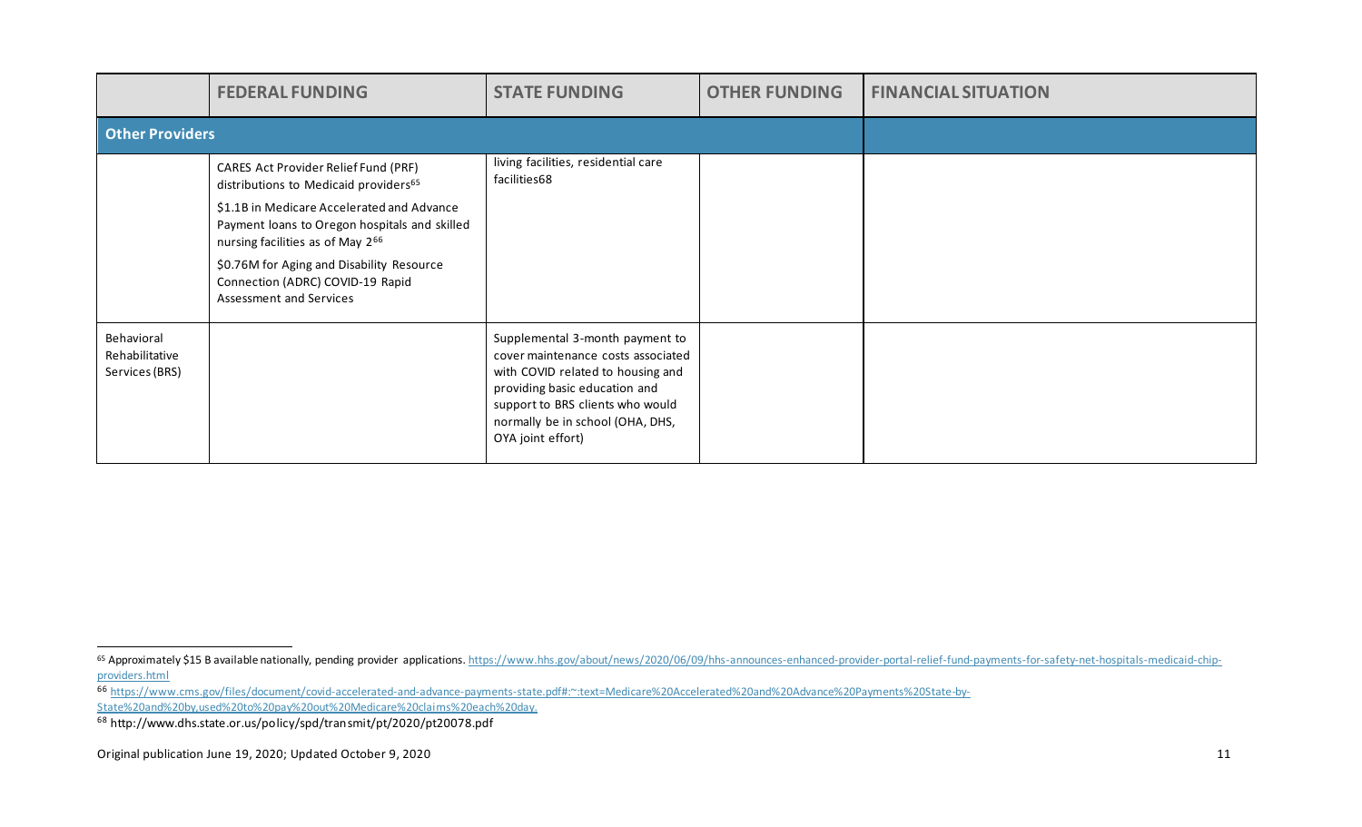|  | FEDERAL FUNDING | STATE FUNDING | OTHER FUNDING | FINANCIAL SITUATION |
| --- | --- | --- | --- | --- |
| **Other Providers** | | | | |
|  | CARES Act Provider Relief Fund (PRF) distributions to Medicaid providers[65]<br><br>$1.1B in Medicare Accelerated and Advance Payment loans to Oregon hospitals and skilled nursing facilities as of May 2[66]<br><br>$0.76M for Aging and Disability Resource Connection (ADRC) COVID-19 Rapid Assessment and Services | living facilities, residential care facilities68 |  |  |
| Behavioral Rehabilitative Services (BRS) |  | Supplemental 3-month payment to cover maintenance costs associated with COVID related to housing and providing basic education and support to BRS clients who would normally be in school (OHA, DHS, OYA joint effort) |  |  |

[65] Approximately $15 B available nationally, pending provider applications. https://www.hhs.gov/about/news/2020/06/09/hhs-announces-enhanced-provider-portal-relief-fund-payments-for-safety-net-hospitals-medicaid-chip-providers.html

[66] https://www.cms.gov/files/document/covid-accelerated-and-advance-payments-state.pdf#:~:text=Medicare%20Accelerated%20and%20Advance%20Payments%20State-by-State%20and%20by,used%20to%20pay%20out%20Medicare%20claims%20each%20day.

[68] http://www.dhs.state.or.us/policy/spd/transmit/pt/2020/pt20078.pdf

Original publication June 19, 2020; Updated October 9, 2020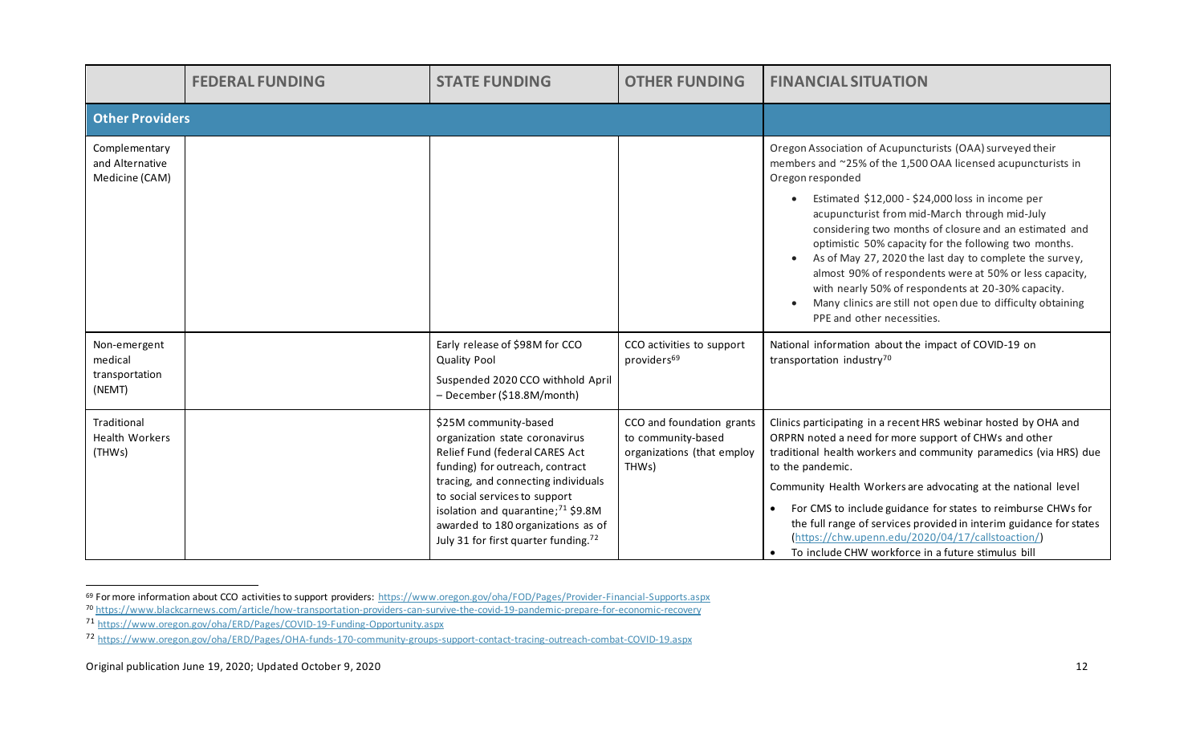| | FEDERAL FUNDING | STATE FUNDING | OTHER FUNDING | FINANCIAL SITUATION |
|---|---|---|---|---|
| **Other Providers** | | | | |
| Complementary and Alternative Medicine (CAM) | | | | Oregon Association of Acupuncturists (OAA) surveyed their members and ~25% of the 1,500 OAA licensed acupuncturists in Oregon responded<br>• Estimated $12,000 - $24,000 loss in income per acupuncturist from mid-March through mid-July considering two months of closure and an estimated and optimistic 50% capacity for the following two months.<br>• As of May 27, 2020 the last day to complete the survey, almost 90% of respondents were at 50% or less capacity, with nearly 50% of respondents at 20-30% capacity.<br>• Many clinics are still not open due to difficulty obtaining PPE and other necessities. |
| Non-emergent medical transportation (NEMT) | | Early release of $98M for CCO Quality Pool<br>Suspended 2020 CCO withhold April – December ($18.8M/month) | CCO activities to support providers[69] | National information about the impact of COVID-19 on transportation industry[70] |
| Traditional Health Workers (THWs) | | $25M community-based organization state coronavirus Relief Fund (federal CARES Act funding) for outreach, contract tracing, and connecting individuals to social services to support isolation and quarantine;[71] $9.8M awarded to 180 organizations as of July 31 for first quarter funding.[72] | CCO and foundation grants to community-based organizations (that employ THWs) | Clinics participating in a recent HRS webinar hosted by OHA and ORPRN noted a need for more support of CHWs and other traditional health workers and community paramedics (via HRS) due to the pandemic.<br>Community Health Workers are advocating at the national level<br>• For CMS to include guidance for states to reimburse CHWs for the full range of services provided in interim guidance for states (https://chw.upenn.edu/2020/04/17/callstoaction/)<br>• To include CHW workforce in a future stimulus bill |

[69] For more information about CCO activities to support providers: https://www.oregon.gov/oha/FOD/Pages/Provider-Financial-Supports.aspx

[70] https://www.blackcarnews.com/article/how-transportation-providers-can-survive-the-covid-19-pandemic-prepare-for-economic-recovery

[71] https://www.oregon.gov/oha/ERD/Pages/COVID-19-Funding-Opportunity.aspx

[72] https://www.oregon.gov/oha/ERD/Pages/OHA-funds-170-community-groups-support-contact-tracing-outreach-combat-COVID-19.aspx

Original publication June 19, 2020; Updated October 9, 2020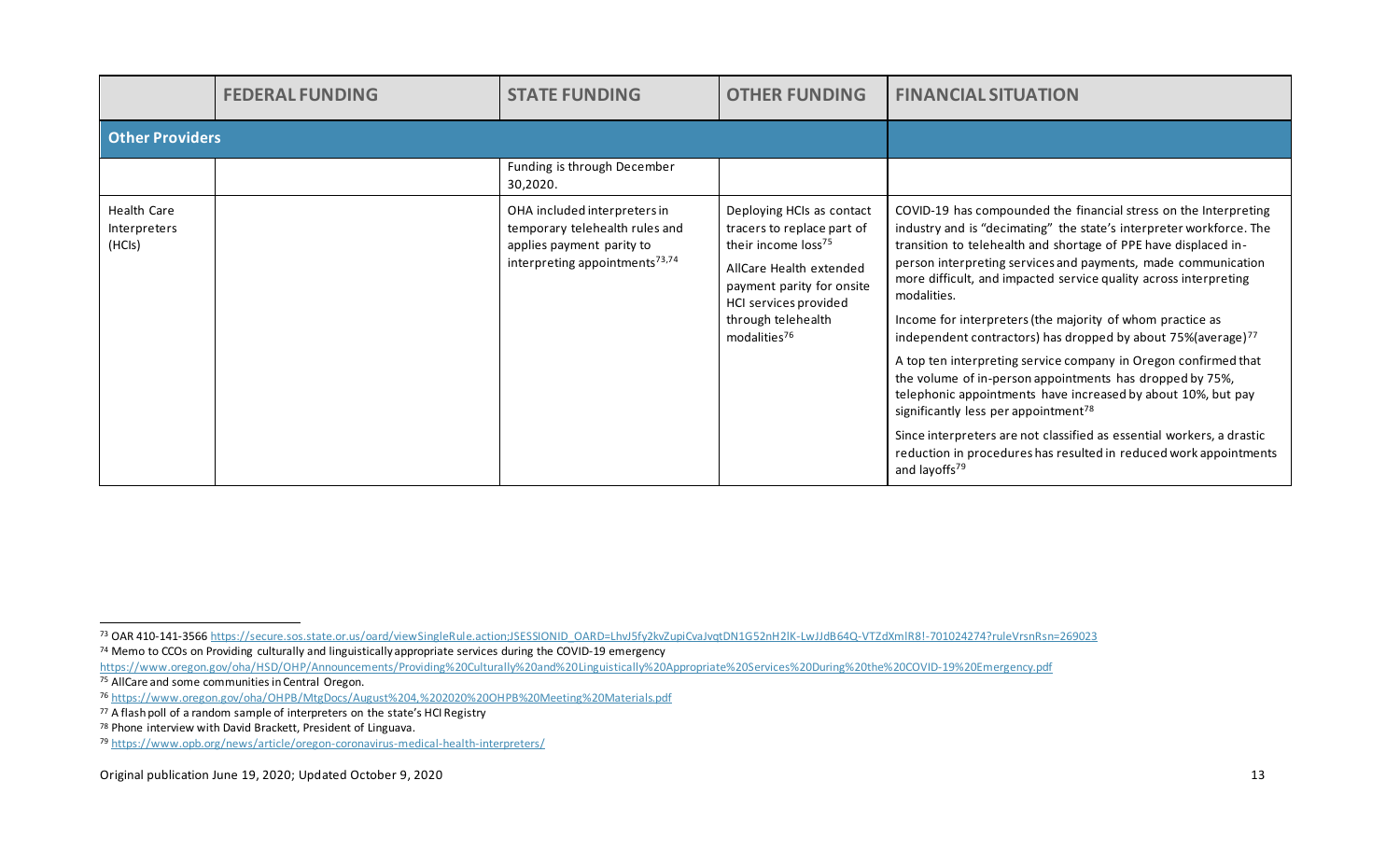| | FEDERAL FUNDING | STATE FUNDING | OTHER FUNDING | FINANCIAL SITUATION |
|---|---|---|---|---|
| **Other Providers** | | | | |
| | | Funding is through December 30,2020. | | |
| Health Care Interpreters (HCIs) | | OHA included interpreters in temporary telehealth rules and applies payment parity to interpreting appointments[73,74] | Deploying HCIs as contact tracers to replace part of their income loss[75]<br><br>AllCare Health extended payment parity for onsite HCI services provided through telehealth modalities[76] | COVID-19 has compounded the financial stress on the Interpreting industry and is "decimating" the state's interpreter workforce. The transition to telehealth and shortage of PPE have displaced in-person interpreting services and payments, made communication more difficult, and impacted service quality across interpreting modalities.<br><br>Income for interpreters (the majority of whom practice as independent contractors) has dropped by about 75%(average)[77]<br><br>A top ten interpreting service company in Oregon confirmed that the volume of in-person appointments has dropped by 75%, telephonic appointments have increased by about 10%, but pay significantly less per appointment[78]<br><br>Since interpreters are not classified as essential workers, a drastic reduction in procedures has resulted in reduced work appointments and layoffs[79] |

---

[73] OAR 410-141-3566 https://secure.sos.state.or.us/oard/viewSingleRule.action;JSESSIONID_OARD=LhvJ5fy2kvZupiCvaJvqtDN1G52nH2lK-LwJJdB64Q-VTZdXmlR8!-701024274?ruleVrsnRsn=269023

[74] Memo to CCOs on Providing culturally and linguistically appropriate services during the COVID-19 emergency https://www.oregon.gov/oha/HSD/OHP/Announcements/Providing%20Culturally%20and%20Linguistically%20Appropriate%20Services%20During%20the%20COVID-19%20Emergency.pdf

[75] AllCare and some communities in Central Oregon.

[76] https://www.oregon.gov/oha/OHPB/MtgDocs/August%204,%202020%20OHPB%20Meeting%20Materials.pdf

[77] A flash poll of a random sample of interpreters on the state's HCI Registry

[78] Phone interview with David Brackett, President of Linguava.

[79] https://www.opb.org/news/article/oregon-coronavirus-medical-health-interpreters/

Original publication June 19, 2020; Updated October 9, 2020